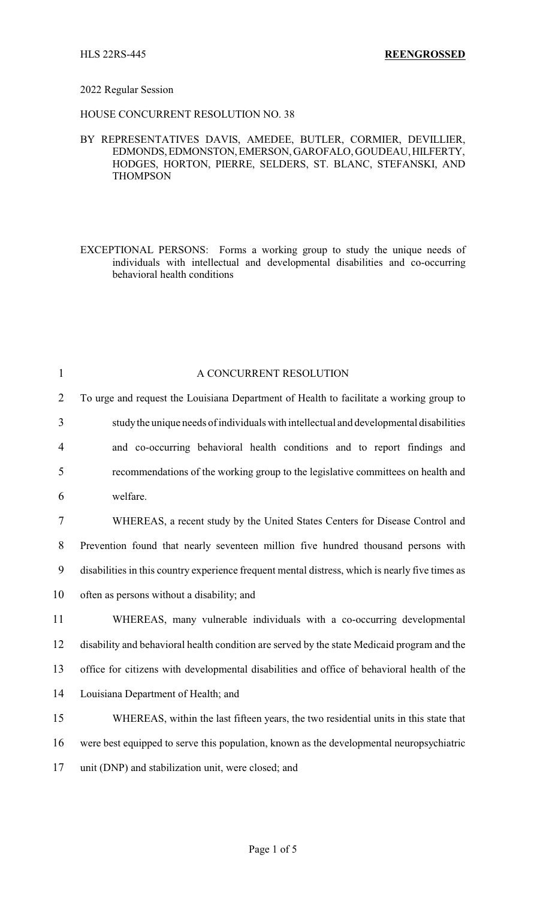HLS 22RS-445 **REENGROSSED**

2022 Regular Session

HOUSE CONCURRENT RESOLUTION NO. 38

BY REPRESENTATIVES DAVIS, AMEDEE, BUTLER, CORMIER, DEVILLIER, EDMONDS, EDMONSTON, EMERSON, GAROFALO, GOUDEAU, HILFERTY, HODGES, HORTON, PIERRE, SELDERS, ST. BLANC, STEFANSKI, AND THOMPSON

EXCEPTIONAL PERSONS: Forms a working group to study the unique needs of individuals with intellectual and developmental disabilities and co-occurring behavioral health conditions

A CONCURRENT RESOLUTION

To urge and request the Louisiana Department of Health to facilitate a working group to study the unique needs of individuals with intellectual and developmental disabilities and co-occurring behavioral health conditions and to report findings and recommendations of the working group to the legislative committees on health and welfare.

WHEREAS, a recent study by the United States Centers for Disease Control and Prevention found that nearly seventeen million five hundred thousand persons with disabilities in this country experience frequent mental distress, which is nearly five times as often as persons without a disability; and

WHEREAS, many vulnerable individuals with a co-occurring developmental disability and behavioral health condition are served by the state Medicaid program and the office for citizens with developmental disabilities and office of behavioral health of the Louisiana Department of Health; and

WHEREAS, within the last fifteen years, the two residential units in this state that were best equipped to serve this population, known as the developmental neuropsychiatric unit (DNP) and stabilization unit, were closed; and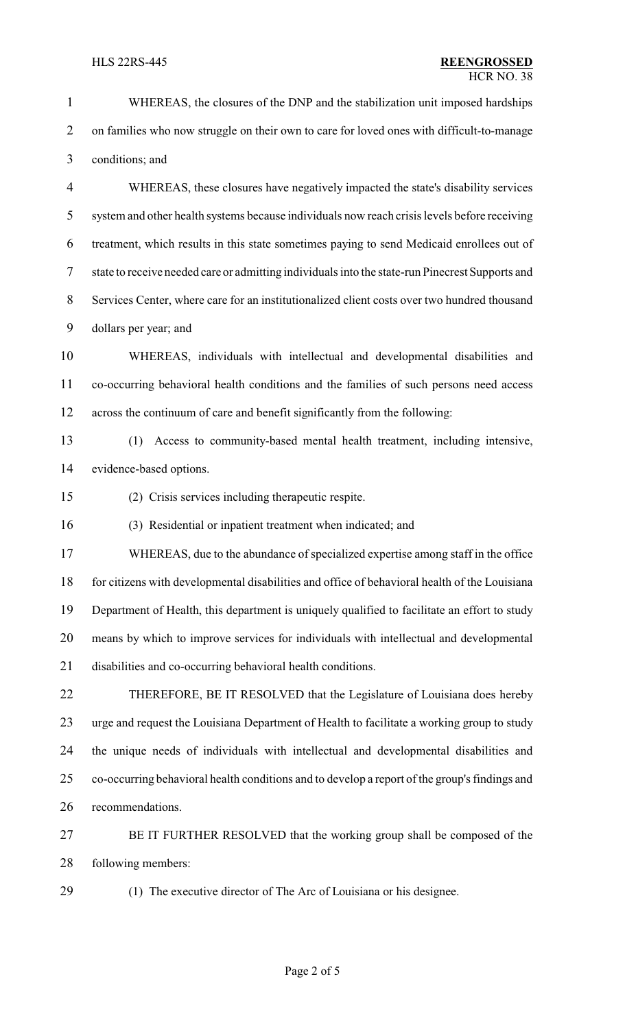WHEREAS, the closures of the DNP and the stabilization unit imposed hardships on families who now struggle on their own to care for loved ones with difficult-to-manage conditions; and

WHEREAS, these closures have negatively impacted the state's disability services system and other health systems because individuals now reach crisis levels before receiving treatment, which results in this state sometimes paying to send Medicaid enrollees out of state to receive needed care or admitting individuals into the state-run Pinecrest Supports and Services Center, where care for an institutionalized client costs over two hundred thousand dollars per year; and

WHEREAS, individuals with intellectual and developmental disabilities and co-occurring behavioral health conditions and the families of such persons need access across the continuum of care and benefit significantly from the following:

(1) Access to community-based mental health treatment, including intensive, evidence-based options.

(2) Crisis services including therapeutic respite.

(3) Residential or inpatient treatment when indicated; and

WHEREAS, due to the abundance of specialized expertise among staff in the office for citizens with developmental disabilities and office of behavioral health of the Louisiana Department of Health, this department is uniquely qualified to facilitate an effort to study means by which to improve services for individuals with intellectual and developmental disabilities and co-occurring behavioral health conditions.

THEREFORE, BE IT RESOLVED that the Legislature of Louisiana does hereby urge and request the Louisiana Department of Health to facilitate a working group to study the unique needs of individuals with intellectual and developmental disabilities and co-occurring behavioral health conditions and to develop a report of the group's findings and recommendations.

BE IT FURTHER RESOLVED that the working group shall be composed of the following members:

(1) The executive director of The Arc of Louisiana or his designee.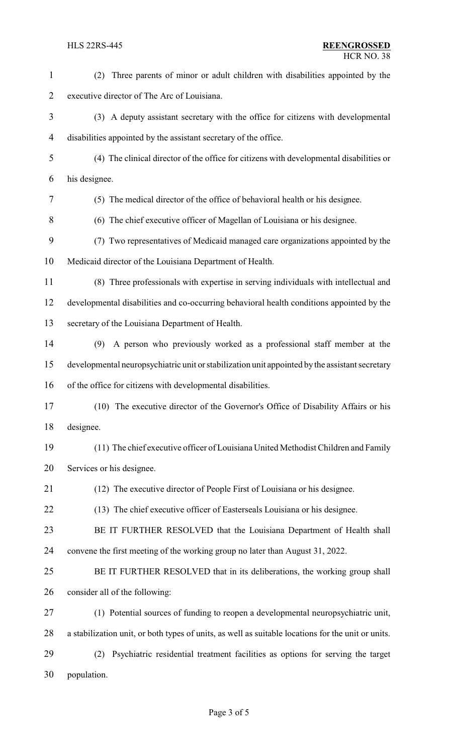(2) Three parents of minor or adult children with disabilities appointed by the executive director of The Arc of Louisiana.

(3) A deputy assistant secretary with the office for citizens with developmental disabilities appointed by the assistant secretary of the office.

(4) The clinical director of the office for citizens with developmental disabilities or his designee.

(5) The medical director of the office of behavioral health or his designee.

(6) The chief executive officer of Magellan of Louisiana or his designee.

(7) Two representatives of Medicaid managed care organizations appointed by the Medicaid director of the Louisiana Department of Health.

(8) Three professionals with expertise in serving individuals with intellectual and developmental disabilities and co-occurring behavioral health conditions appointed by the secretary of the Louisiana Department of Health.

(9) A person who previously worked as a professional staff member at the developmental neuropsychiatric unit or stabilization unit appointed by the assistant secretary of the office for citizens with developmental disabilities.

(10) The executive director of the Governor's Office of Disability Affairs or his designee.

(11) The chief executive officer of Louisiana United Methodist Children and Family Services or his designee.

(12) The executive director of People First of Louisiana or his designee.

(13) The chief executive officer of Easterseals Louisiana or his designee.

BE IT FURTHER RESOLVED that the Louisiana Department of Health shall convene the first meeting of the working group no later than August 31, 2022.

BE IT FURTHER RESOLVED that in its deliberations, the working group shall consider all of the following:

(1) Potential sources of funding to reopen a developmental neuropsychiatric unit, a stabilization unit, or both types of units, as well as suitable locations for the unit or units.

(2) Psychiatric residential treatment facilities as options for serving the target population.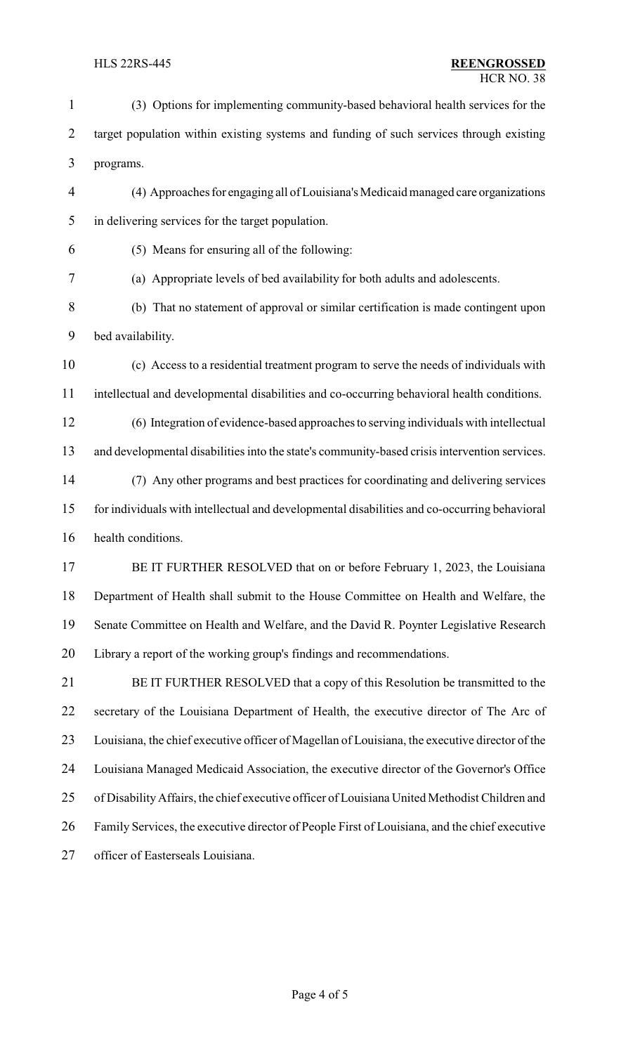(3) Options for implementing community-based behavioral health services for the target population within existing systems and funding of such services through existing programs.

(4) Approaches for engaging all of Louisiana's Medicaid managed care organizations in delivering services for the target population.

(5) Means for ensuring all of the following:

(a) Appropriate levels of bed availability for both adults and adolescents.

(b) That no statement of approval or similar certification is made contingent upon bed availability.

(c) Access to a residential treatment program to serve the needs of individuals with intellectual and developmental disabilities and co-occurring behavioral health conditions.

(6) Integration of evidence-based approaches to serving individuals with intellectual and developmental disabilities into the state's community-based crisis intervention services.

(7) Any other programs and best practices for coordinating and delivering services for individuals with intellectual and developmental disabilities and co-occurring behavioral health conditions.

BE IT FURTHER RESOLVED that on or before February 1, 2023, the Louisiana Department of Health shall submit to the House Committee on Health and Welfare, the Senate Committee on Health and Welfare, and the David R. Poynter Legislative Research Library a report of the working group's findings and recommendations.

BE IT FURTHER RESOLVED that a copy of this Resolution be transmitted to the secretary of the Louisiana Department of Health, the executive director of The Arc of Louisiana, the chief executive officer of Magellan of Louisiana, the executive director of the Louisiana Managed Medicaid Association, the executive director of the Governor's Office of Disability Affairs, the chief executive officer of Louisiana United Methodist Children and Family Services, the executive director of People First of Louisiana, and the chief executive officer of Easterseals Louisiana.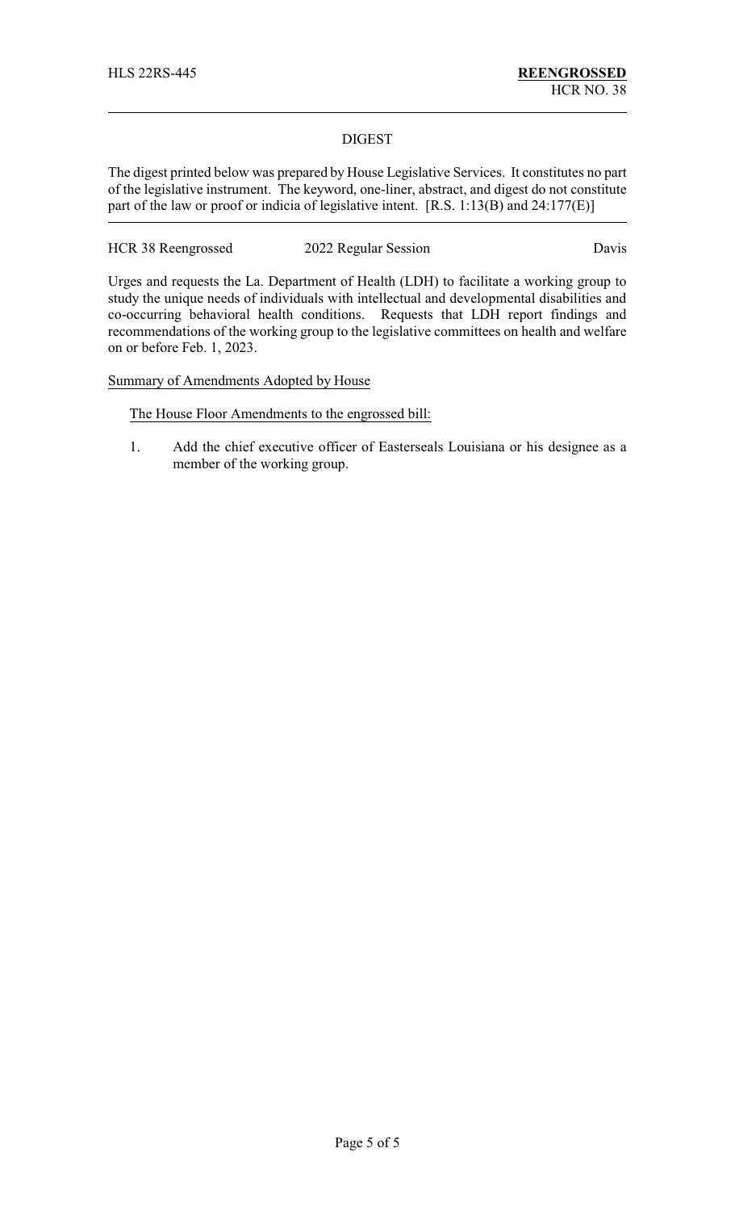HLS 22RS-445 **REENGROSSED**
HCR NO. 38

## DIGEST

The digest printed below was prepared by House Legislative Services. It constitutes no part of the legislative instrument. The keyword, one-liner, abstract, and digest do not constitute part of the law or proof or indicia of legislative intent. [R.S. 1:13(B) and 24:177(E)]

HCR 38 Reengrossed 2022 Regular Session Davis

Urges and requests the La. Department of Health (LDH) to facilitate a working group to study the unique needs of individuals with intellectual and developmental disabilities and co-occurring behavioral health conditions. Requests that LDH report findings and recommendations of the working group to the legislative committees on health and welfare on or before Feb. 1, 2023.

Summary of Amendments Adopted by House

The House Floor Amendments to the engrossed bill:

1. Add the chief executive officer of Easterseals Louisiana or his designee as a member of the working group.